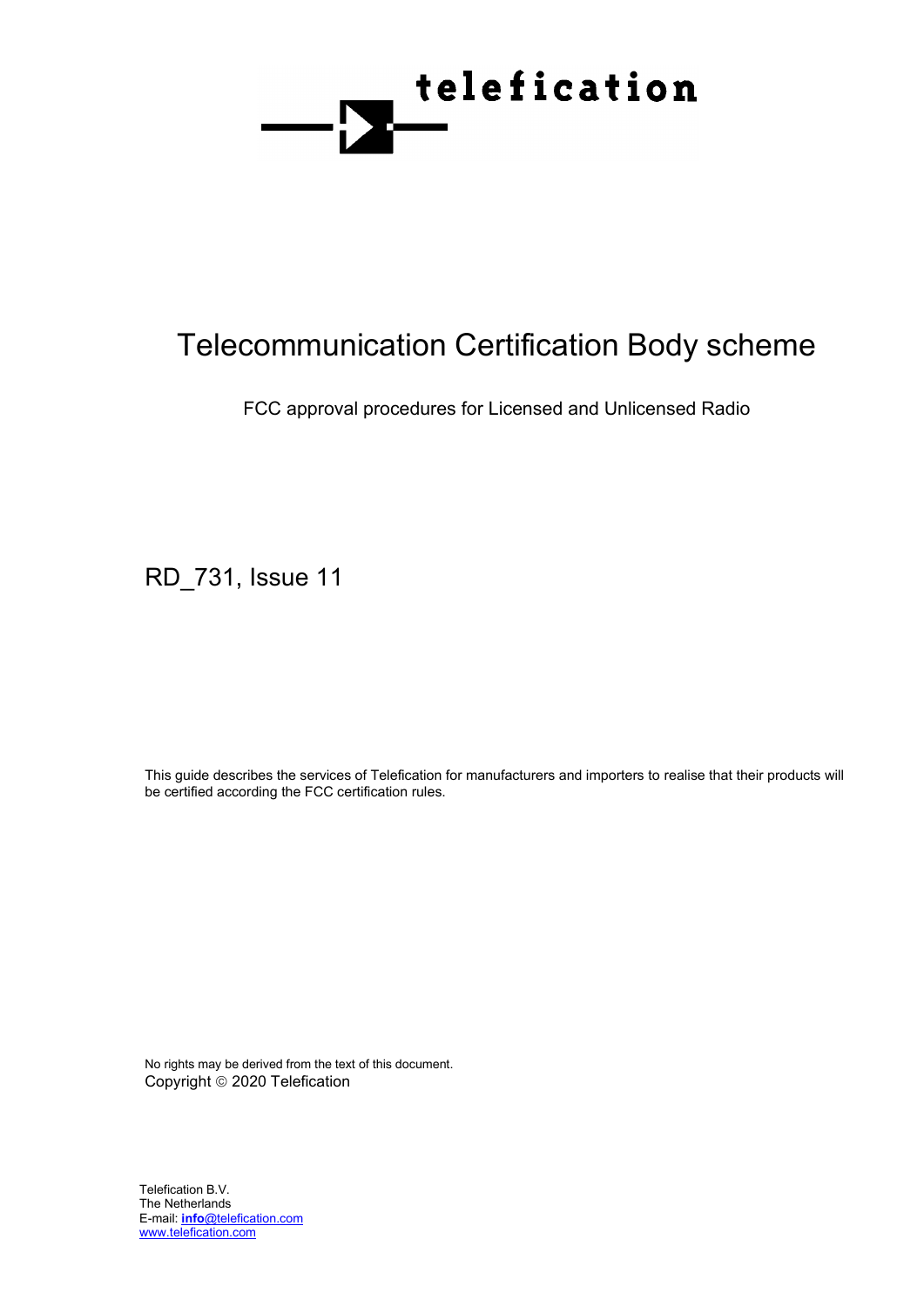telefication

# Telecommunication Certification Body scheme

FCC approval procedures for Licensed and Unlicensed Radio

RD_731, Issue 11

This guide describes the services of Telefication for manufacturers and importers to realise that their products will be certified according the FCC certification rules.

No rights may be derived from the text of this document.
Copyright © 2020 Telefication

Telefication B.V.
The Netherlands
E-mail: **info**@telefication.com
www.telefication.com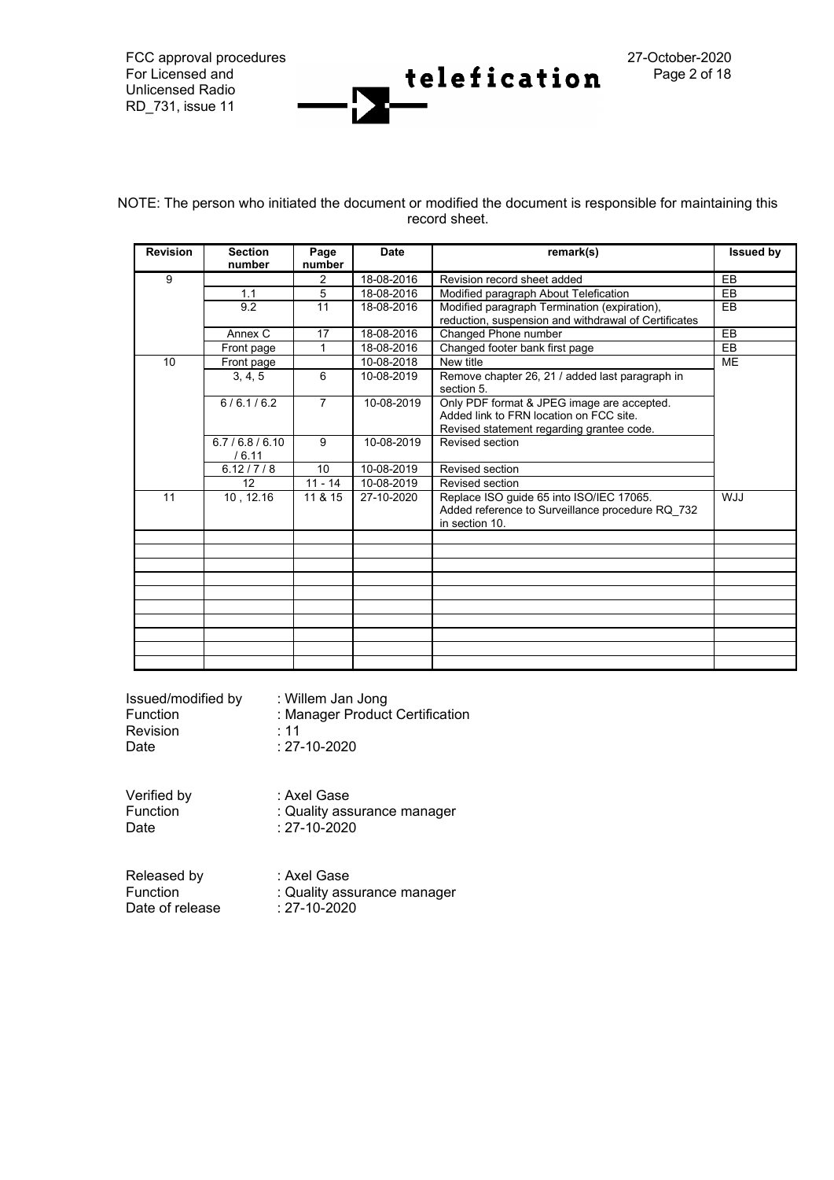NOTE: The person who initiated the document or modified the document is responsible for maintaining this record sheet.

| Revision | Section number | Page number | Date | remark(s) | Issued by |
|---|---|---|---|---|---|
| 9 | | 2 | 18-08-2016 | Revision record sheet added | EB |
| | 1.1 | 5 | 18-08-2016 | Modified paragraph About Telefication | EB |
| | 9.2 | 11 | 18-08-2016 | Modified paragraph Termination (expiration), reduction, suspension and withdrawal of Certificates | EB |
| | Annex C | 17 | 18-08-2016 | Changed Phone number | EB |
| | Front page | 1 | 18-08-2016 | Changed footer bank first page | EB |
| 10 | Front page | | 10-08-2018 | New title | ME |
| | 3, 4, 5 | 6 | 10-08-2019 | Remove chapter 26, 21 / added last paragraph in section 5. | |
| | 6 / 6.1 / 6.2 | 7 | 10-08-2019 | Only PDF format & JPEG image are accepted. Added link to FRN location on FCC site. Revised statement regarding grantee code. | |
| | 6.7 / 6.8 / 6.10 / 6.11 | 9 | 10-08-2019 | Revised section | |
| | 6.12 / 7 / 8 | 10 | 10-08-2019 | Revised section | |
| | 12 | 11 - 14 | 10-08-2019 | Revised section | |
| 11 | 10 , 12.16 | 11 & 15 | 27-10-2020 | Replace ISO guide 65 into ISO/IEC 17065. Added reference to Surveillance procedure RQ_732 in section 10. | WJJ |
| | | | | | |
| | | | | | |
| | | | | | |
| | | | | | |
| | | | | | |
| | | | | | |
| | | | | | |
| | | | | | |
| | | | | | |
| | | | | | |

Issued/modified by : Willem Jan Jong
Function : Manager Product Certification
Revision : 11
Date : 27-10-2020

Verified by : Axel Gase
Function : Quality assurance manager
Date : 27-10-2020

Released by : Axel Gase
Function : Quality assurance manager
Date of release : 27-10-2020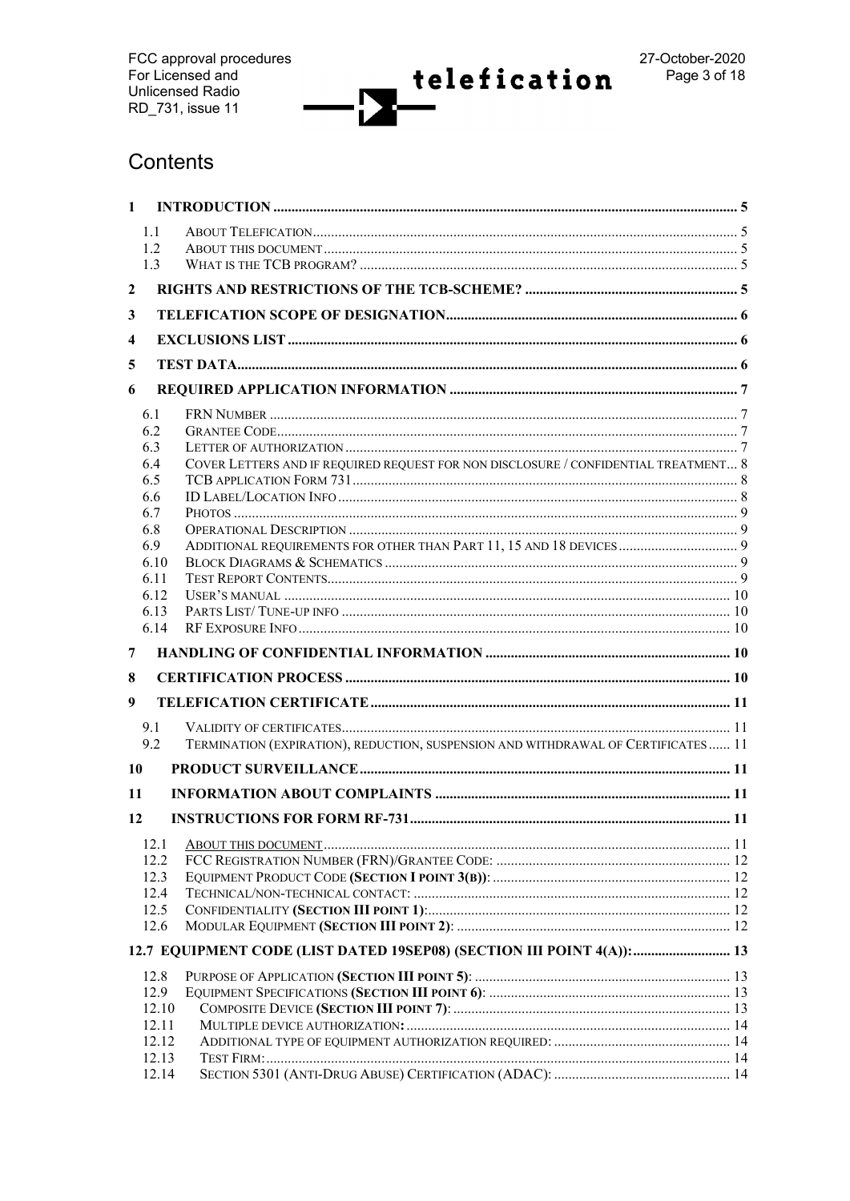# Contents

| | | |
|---|---|---|
| **1** | **INTRODUCTION** | **5** |
| 1.1 | ABOUT TELEFICATION | 5 |
| 1.2 | ABOUT THIS DOCUMENT | 5 |
| 1.3 | WHAT IS THE TCB PROGRAM? | 5 |
| **2** | **RIGHTS AND RESTRICTIONS OF THE TCB-SCHEME?** | **5** |
| **3** | **TELEFICATION SCOPE OF DESIGNATION** | **6** |
| **4** | **EXCLUSIONS LIST** | **6** |
| **5** | **TEST DATA** | **6** |
| **6** | **REQUIRED APPLICATION INFORMATION** | **7** |
| 6.1 | FRN NUMBER | 7 |
| 6.2 | GRANTEE CODE | 7 |
| 6.3 | LETTER OF AUTHORIZATION | 7 |
| 6.4 | COVER LETTERS AND IF REQUIRED REQUEST FOR NON DISCLOSURE / CONFIDENTIAL TREATMENT | 8 |
| 6.5 | TCB APPLICATION FORM 731 | 8 |
| 6.6 | ID LABEL/LOCATION INFO | 8 |
| 6.7 | PHOTOS | 9 |
| 6.8 | OPERATIONAL DESCRIPTION | 9 |
| 6.9 | ADDITIONAL REQUIREMENTS FOR OTHER THAN PART 11, 15 AND 18 DEVICES | 9 |
| 6.10 | BLOCK DIAGRAMS & SCHEMATICS | 9 |
| 6.11 | TEST REPORT CONTENTS | 9 |
| 6.12 | USER'S MANUAL | 10 |
| 6.13 | PARTS LIST/ TUNE-UP INFO | 10 |
| 6.14 | RF EXPOSURE INFO | 10 |
| **7** | **HANDLING OF CONFIDENTIAL INFORMATION** | **10** |
| **8** | **CERTIFICATION PROCESS** | **10** |
| **9** | **TELEFICATION CERTIFICATE** | **11** |
| 9.1 | VALIDITY OF CERTIFICATES | 11 |
| 9.2 | TERMINATION (EXPIRATION), REDUCTION, SUSPENSION AND WITHDRAWAL OF CERTIFICATES | 11 |
| **10** | **PRODUCT SURVEILLANCE** | **11** |
| **11** | **INFORMATION ABOUT COMPLAINTS** | **11** |
| **12** | **INSTRUCTIONS FOR FORM RF-731** | **11** |
| 12.1 | ABOUT THIS DOCUMENT | 11 |
| 12.2 | FCC REGISTRATION NUMBER (FRN)/GRANTEE CODE: | 12 |
| 12.3 | EQUIPMENT PRODUCT CODE **(SECTION I POINT 3(B))**: | 12 |
| 12.4 | TECHNICAL/NON-TECHNICAL CONTACT: | 12 |
| 12.5 | CONFIDENTIALITY **(SECTION III POINT 1)**: | 12 |
| 12.6 | MODULAR EQUIPMENT **(SECTION III POINT 2)**: | 12 |
| **12.7** | **EQUIPMENT CODE (LIST DATED 19SEP08) (SECTION III POINT 4(A)):** | **13** |
| 12.8 | PURPOSE OF APPLICATION **(SECTION III POINT 5)**: | 13 |
| 12.9 | EQUIPMENT SPECIFICATIONS **(SECTION III POINT 6)**: | 13 |
| 12.10 | COMPOSITE DEVICE **(SECTION III POINT 7)**: | 13 |
| 12.11 | MULTIPLE DEVICE AUTHORIZATION**:** | 14 |
| 12.12 | ADDITIONAL TYPE OF EQUIPMENT AUTHORIZATION REQUIRED: | 14 |
| 12.13 | TEST FIRM: | 14 |
| 12.14 | SECTION 5301 (ANTI-DRUG ABUSE) CERTIFICATION (ADAC): | 14 |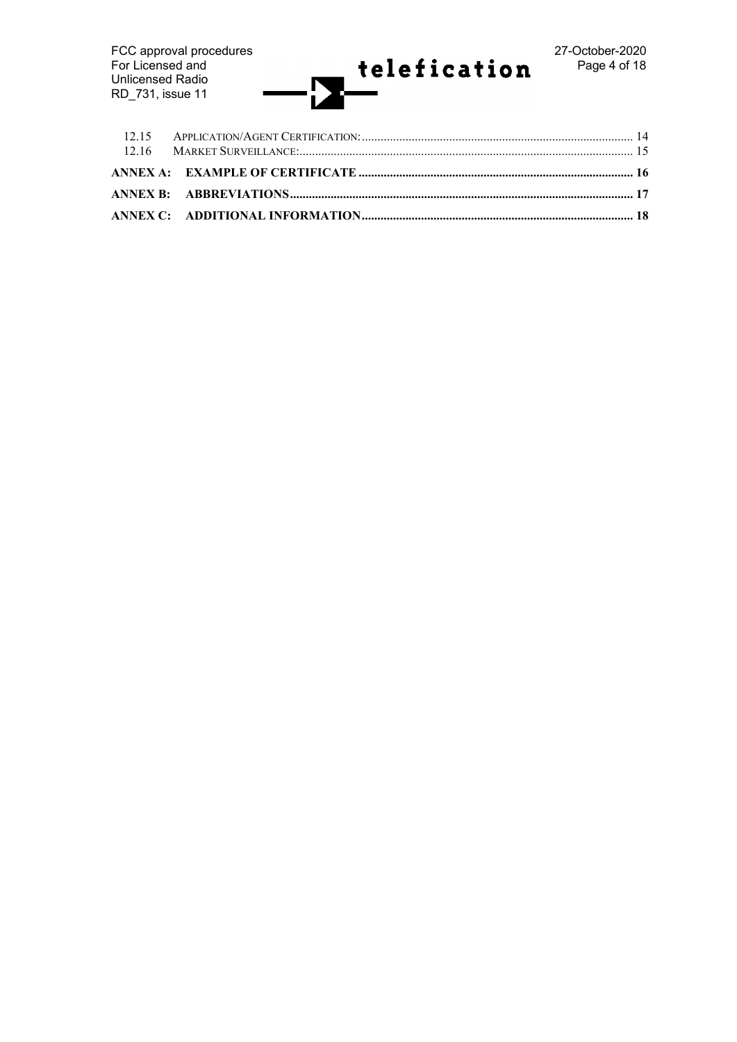12.15 APPLICATION/AGENT CERTIFICATION: ........................................................................ 14
12.16 MARKET SURVEILLANCE: ........................................................................ 15

**ANNEX A: EXAMPLE OF CERTIFICATE ........................................................................ 16**

**ANNEX B: ABBREVIATIONS ........................................................................ 17**

**ANNEX C: ADDITIONAL INFORMATION ........................................................................ 18**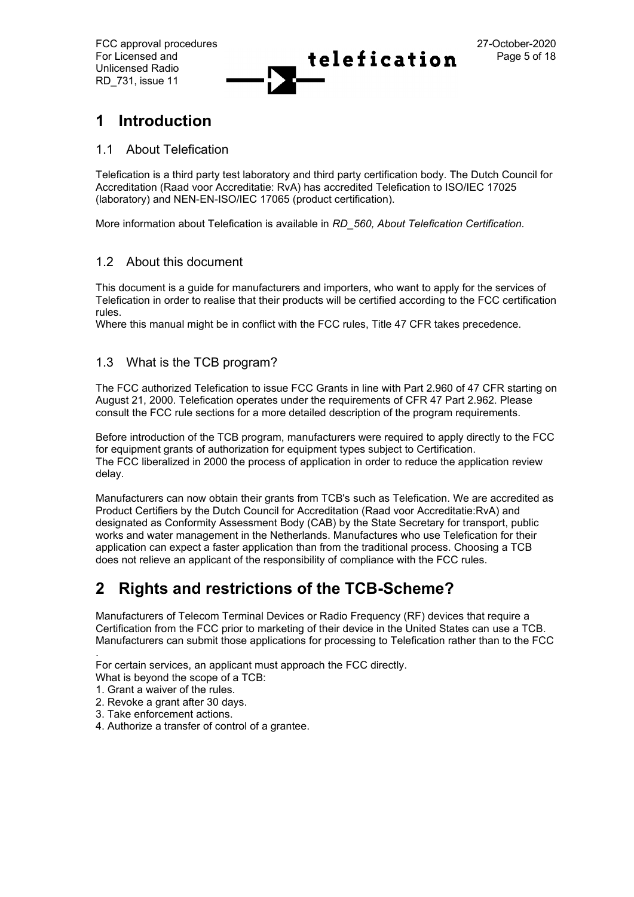# 1 Introduction

## 1.1 About Telefication

Telefication is a third party test laboratory and third party certification body. The Dutch Council for Accreditation (Raad voor Accreditatie: RvA) has accredited Telefication to ISO/IEC 17025 (laboratory) and NEN-EN-ISO/IEC 17065 (product certification).

More information about Telefication is available in *RD_560, About Telefication Certification*.

## 1.2 About this document

This document is a guide for manufacturers and importers, who want to apply for the services of Telefication in order to realise that their products will be certified according to the FCC certification rules.
Where this manual might be in conflict with the FCC rules, Title 47 CFR takes precedence.

## 1.3 What is the TCB program?

The FCC authorized Telefication to issue FCC Grants in line with Part 2.960 of 47 CFR starting on August 21, 2000. Telefication operates under the requirements of CFR 47 Part 2.962. Please consult the FCC rule sections for a more detailed description of the program requirements.

Before introduction of the TCB program, manufacturers were required to apply directly to the FCC for equipment grants of authorization for equipment types subject to Certification.
The FCC liberalized in 2000 the process of application in order to reduce the application review delay.

Manufacturers can now obtain their grants from TCB's such as Telefication. We are accredited as Product Certifiers by the Dutch Council for Accreditation (Raad voor Accreditatie:RvA) and designated as Conformity Assessment Body (CAB) by the State Secretary for transport, public works and water management in the Netherlands. Manufactures who use Telefication for their application can expect a faster application than from the traditional process. Choosing a TCB does not relieve an applicant of the responsibility of compliance with the FCC rules.

# 2 Rights and restrictions of the TCB-Scheme?

Manufacturers of Telecom Terminal Devices or Radio Frequency (RF) devices that require a Certification from the FCC prior to marketing of their device in the United States can use a TCB. Manufacturers can submit those applications for processing to Telefication rather than to the FCC
.
For certain services, an applicant must approach the FCC directly.
What is beyond the scope of a TCB:

1. Grant a waiver of the rules.
2. Revoke a grant after 30 days.
3. Take enforcement actions.
4. Authorize a transfer of control of a grantee.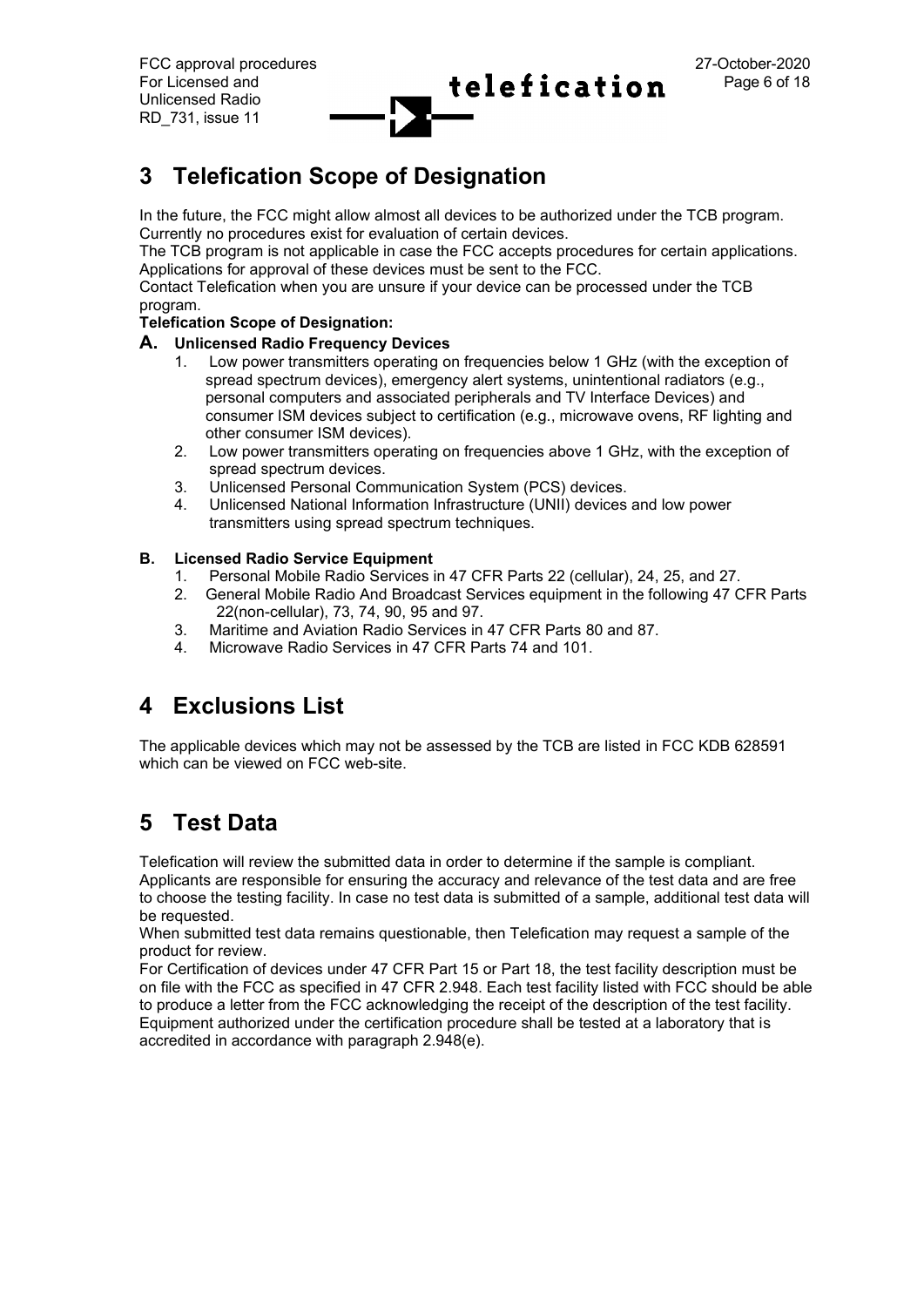# 3 Telefication Scope of Designation

In the future, the FCC might allow almost all devices to be authorized under the TCB program. Currently no procedures exist for evaluation of certain devices.
The TCB program is not applicable in case the FCC accepts procedures for certain applications. Applications for approval of these devices must be sent to the FCC.
Contact Telefication when you are unsure if your device can be processed under the TCB program.

**Telefication Scope of Designation:**

**A. Unlicensed Radio Frequency Devices**

1. Low power transmitters operating on frequencies below 1 GHz (with the exception of spread spectrum devices), emergency alert systems, unintentional radiators (e.g., personal computers and associated peripherals and TV Interface Devices) and consumer ISM devices subject to certification (e.g., microwave ovens, RF lighting and other consumer ISM devices).
2. Low power transmitters operating on frequencies above 1 GHz, with the exception of spread spectrum devices.
3. Unlicensed Personal Communication System (PCS) devices.
4. Unlicensed National Information Infrastructure (UNII) devices and low power transmitters using spread spectrum techniques.

**B. Licensed Radio Service Equipment**

1. Personal Mobile Radio Services in 47 CFR Parts 22 (cellular), 24, 25, and 27.
2. General Mobile Radio And Broadcast Services equipment in the following 47 CFR Parts 22(non-cellular), 73, 74, 90, 95 and 97.
3. Maritime and Aviation Radio Services in 47 CFR Parts 80 and 87.
4. Microwave Radio Services in 47 CFR Parts 74 and 101.

# 4 Exclusions List

The applicable devices which may not be assessed by the TCB are listed in FCC KDB 628591 which can be viewed on FCC web-site.

# 5 Test Data

Telefication will review the submitted data in order to determine if the sample is compliant. Applicants are responsible for ensuring the accuracy and relevance of the test data and are free to choose the testing facility. In case no test data is submitted of a sample, additional test data will be requested.
When submitted test data remains questionable, then Telefication may request a sample of the product for review.
For Certification of devices under 47 CFR Part 15 or Part 18, the test facility description must be on file with the FCC as specified in 47 CFR 2.948. Each test facility listed with FCC should be able to produce a letter from the FCC acknowledging the receipt of the description of the test facility. Equipment authorized under the certification procedure shall be tested at a laboratory that is accredited in accordance with paragraph 2.948(e).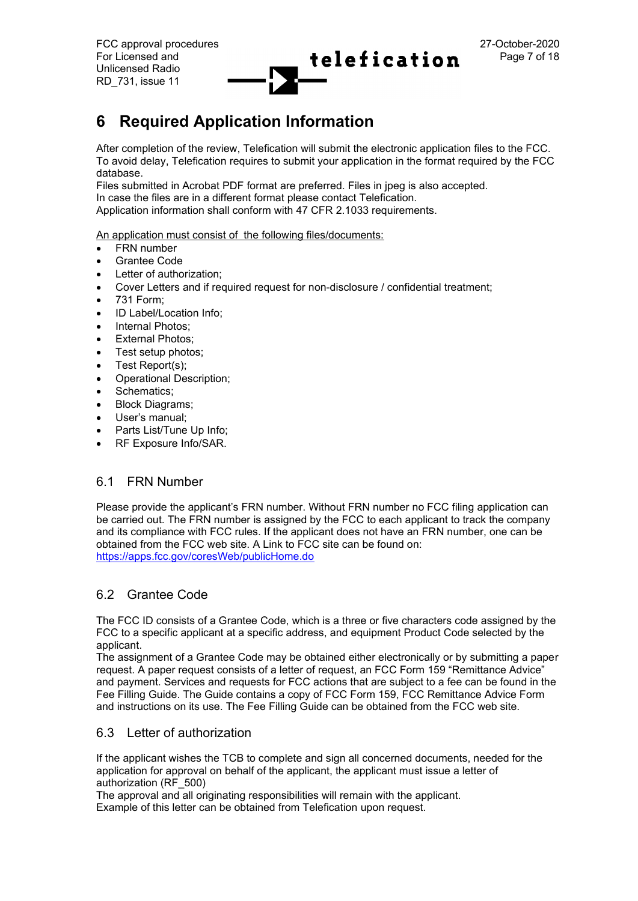# 6 Required Application Information

After completion of the review, Telefication will submit the electronic application files to the FCC. To avoid delay, Telefication requires to submit your application in the format required by the FCC database.
Files submitted in Acrobat PDF format are preferred. Files in jpeg is also accepted.
In case the files are in a different format please contact Telefication.
Application information shall conform with 47 CFR 2.1033 requirements.

An application must consist of the following files/documents:

- FRN number
- Grantee Code
- Letter of authorization;
- Cover Letters and if required request for non-disclosure / confidential treatment;
- 731 Form;
- ID Label/Location Info;
- Internal Photos;
- External Photos;
- Test setup photos;
- Test Report(s);
- Operational Description;
- Schematics;
- Block Diagrams;
- User's manual;
- Parts List/Tune Up Info;
- RF Exposure Info/SAR.

## 6.1 FRN Number

Please provide the applicant's FRN number. Without FRN number no FCC filing application can be carried out. The FRN number is assigned by the FCC to each applicant to track the company and its compliance with FCC rules. If the applicant does not have an FRN number, one can be obtained from the FCC web site. A Link to FCC site can be found on: https://apps.fcc.gov/coresWeb/publicHome.do

## 6.2 Grantee Code

The FCC ID consists of a Grantee Code, which is a three or five characters code assigned by the FCC to a specific applicant at a specific address, and equipment Product Code selected by the applicant.
The assignment of a Grantee Code may be obtained either electronically or by submitting a paper request. A paper request consists of a letter of request, an FCC Form 159 "Remittance Advice" and payment. Services and requests for FCC actions that are subject to a fee can be found in the Fee Filling Guide. The Guide contains a copy of FCC Form 159, FCC Remittance Advice Form and instructions on its use. The Fee Filling Guide can be obtained from the FCC web site.

## 6.3 Letter of authorization

If the applicant wishes the TCB to complete and sign all concerned documents, needed for the application for approval on behalf of the applicant, the applicant must issue a letter of authorization (RF_500)
The approval and all originating responsibilities will remain with the applicant.
Example of this letter can be obtained from Telefication upon request.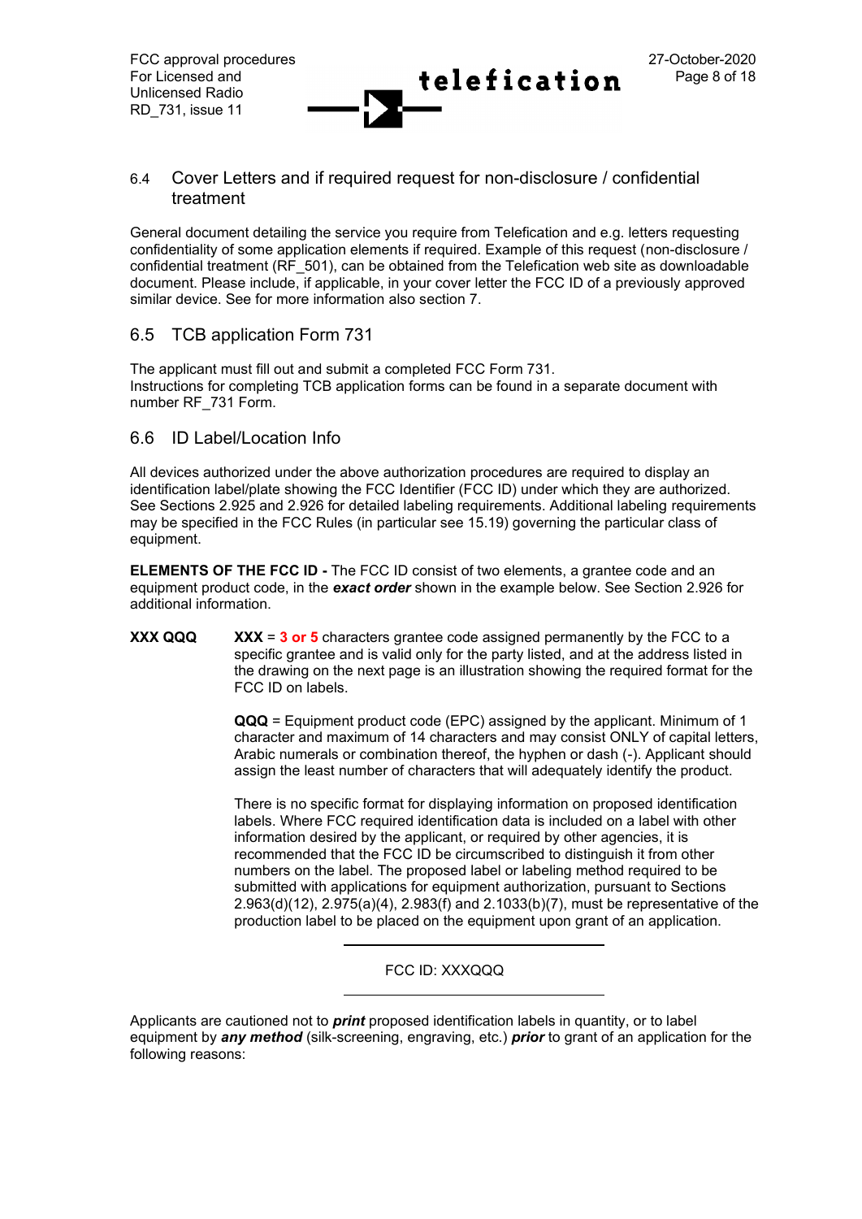## 6.4 Cover Letters and if required request for non-disclosure / confidential treatment

General document detailing the service you require from Telefication and e.g. letters requesting confidentiality of some application elements if required. Example of this request (non-disclosure / confidential treatment (RF_501), can be obtained from the Telefication web site as downloadable document. Please include, if applicable, in your cover letter the FCC ID of a previously approved similar device. See for more information also section 7.

## 6.5 TCB application Form 731

The applicant must fill out and submit a completed FCC Form 731.
Instructions for completing TCB application forms can be found in a separate document with number RF_731 Form.

## 6.6 ID Label/Location Info

All devices authorized under the above authorization procedures are required to display an identification label/plate showing the FCC Identifier (FCC ID) under which they are authorized. See Sections 2.925 and 2.926 for detailed labeling requirements. Additional labeling requirements may be specified in the FCC Rules (in particular see 15.19) governing the particular class of equipment.

**ELEMENTS OF THE FCC ID -** The FCC ID consist of two elements, a grantee code and an equipment product code, in the ***exact order*** shown in the example below. See Section 2.926 for additional information.

**XXX QQQ** **XXX** = **3 or 5** characters grantee code assigned permanently by the FCC to a specific grantee and is valid only for the party listed, and at the address listed in the drawing on the next page is an illustration showing the required format for the FCC ID on labels.

**QQQ** = Equipment product code (EPC) assigned by the applicant. Minimum of 1 character and maximum of 14 characters and may consist ONLY of capital letters, Arabic numerals or combination thereof, the hyphen or dash (-). Applicant should assign the least number of characters that will adequately identify the product.

There is no specific format for displaying information on proposed identification labels. Where FCC required identification data is included on a label with other information desired by the applicant, or required by other agencies, it is recommended that the FCC ID be circumscribed to distinguish it from other numbers on the label. The proposed label or labeling method required to be submitted with applications for equipment authorization, pursuant to Sections 2.963(d)(12), 2.975(a)(4), 2.983(f) and 2.1033(b)(7), must be representative of the production label to be placed on the equipment upon grant of an application.

---

FCC ID: XXXQQQ

---

Applicants are cautioned not to ***print*** proposed identification labels in quantity, or to label equipment by ***any method*** (silk-screening, engraving, etc.) ***prior*** to grant of an application for the following reasons: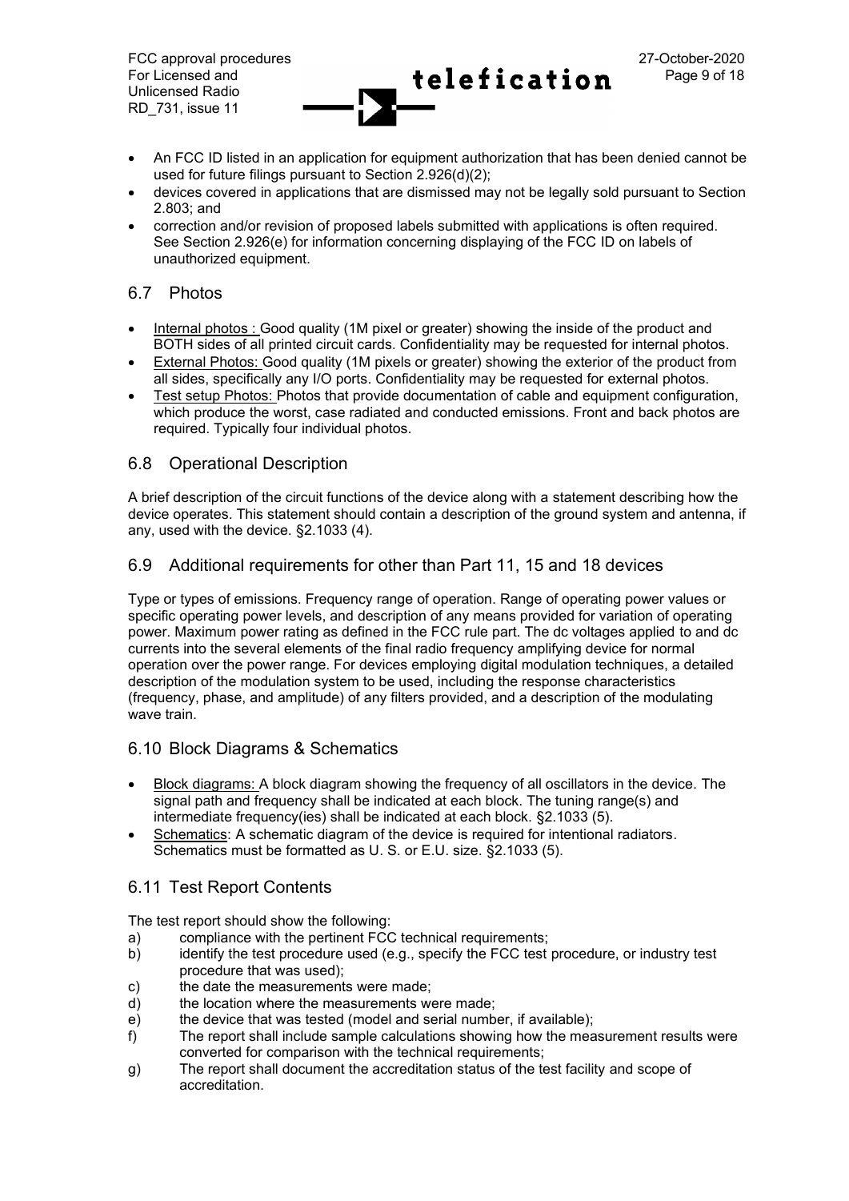- An FCC ID listed in an application for equipment authorization that has been denied cannot be used for future filings pursuant to Section 2.926(d)(2);
- devices covered in applications that are dismissed may not be legally sold pursuant to Section 2.803; and
- correction and/or revision of proposed labels submitted with applications is often required. See Section 2.926(e) for information concerning displaying of the FCC ID on labels of unauthorized equipment.

## 6.7 Photos

- Internal photos : Good quality (1M pixel or greater) showing the inside of the product and BOTH sides of all printed circuit cards. Confidentiality may be requested for internal photos.
- External Photos: Good quality (1M pixels or greater) showing the exterior of the product from all sides, specifically any I/O ports. Confidentiality may be requested for external photos.
- Test setup Photos: Photos that provide documentation of cable and equipment configuration, which produce the worst, case radiated and conducted emissions. Front and back photos are required. Typically four individual photos.

## 6.8 Operational Description

A brief description of the circuit functions of the device along with a statement describing how the device operates. This statement should contain a description of the ground system and antenna, if any, used with the device. §2.1033 (4).

## 6.9 Additional requirements for other than Part 11, 15 and 18 devices

Type or types of emissions. Frequency range of operation. Range of operating power values or specific operating power levels, and description of any means provided for variation of operating power. Maximum power rating as defined in the FCC rule part. The dc voltages applied to and dc currents into the several elements of the final radio frequency amplifying device for normal operation over the power range. For devices employing digital modulation techniques, a detailed description of the modulation system to be used, including the response characteristics (frequency, phase, and amplitude) of any filters provided, and a description of the modulating wave train.

## 6.10 Block Diagrams & Schematics

- Block diagrams: A block diagram showing the frequency of all oscillators in the device. The signal path and frequency shall be indicated at each block. The tuning range(s) and intermediate frequency(ies) shall be indicated at each block. §2.1033 (5).
- Schematics: A schematic diagram of the device is required for intentional radiators. Schematics must be formatted as U. S. or E.U. size. §2.1033 (5).

## 6.11 Test Report Contents

The test report should show the following:

a) compliance with the pertinent FCC technical requirements;
b) identify the test procedure used (e.g., specify the FCC test procedure, or industry test procedure that was used);
c) the date the measurements were made;
d) the location where the measurements were made;
e) the device that was tested (model and serial number, if available);
f) The report shall include sample calculations showing how the measurement results were converted for comparison with the technical requirements;
g) The report shall document the accreditation status of the test facility and scope of accreditation.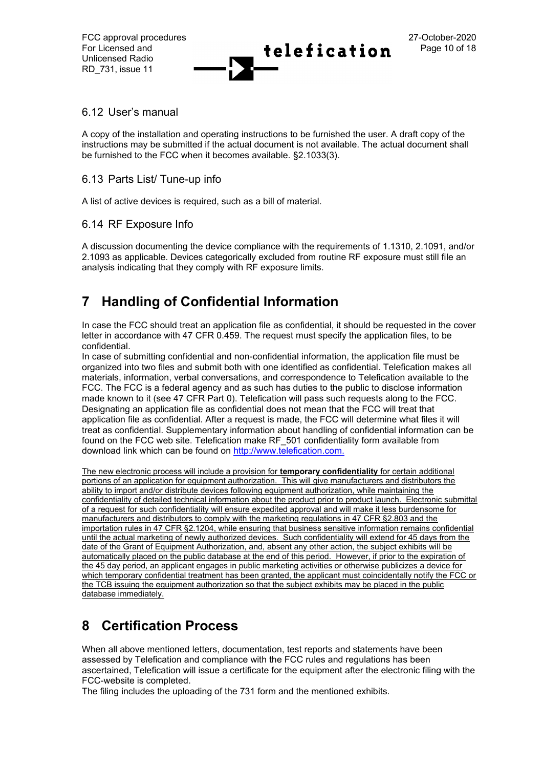### 6.12 User's manual

A copy of the installation and operating instructions to be furnished the user. A draft copy of the instructions may be submitted if the actual document is not available. The actual document shall be furnished to the FCC when it becomes available. §2.1033(3).

### 6.13 Parts List/ Tune-up info

A list of active devices is required, such as a bill of material.

### 6.14 RF Exposure Info

A discussion documenting the device compliance with the requirements of 1.1310, 2.1091, and/or 2.1093 as applicable. Devices categorically excluded from routine RF exposure must still file an analysis indicating that they comply with RF exposure limits.

# 7 Handling of Confidential Information

In case the FCC should treat an application file as confidential, it should be requested in the cover letter in accordance with 47 CFR 0.459. The request must specify the application files, to be confidential.
In case of submitting confidential and non-confidential information, the application file must be organized into two files and submit both with one identified as confidential. Telefication makes all materials, information, verbal conversations, and correspondence to Telefication available to the FCC. The FCC is a federal agency and as such has duties to the public to disclose information made known to it (see 47 CFR Part 0). Telefication will pass such requests along to the FCC. Designating an application file as confidential does not mean that the FCC will treat that application file as confidential. After a request is made, the FCC will determine what files it will treat as confidential. Supplementary information about handling of confidential information can be found on the FCC web site. Telefication make RF_501 confidentiality form available from download link which can be found on http://www.telefication.com.

The new electronic process will include a provision for **temporary confidentiality** for certain additional portions of an application for equipment authorization. This will give manufacturers and distributors the ability to import and/or distribute devices following equipment authorization, while maintaining the confidentiality of detailed technical information about the product prior to product launch. Electronic submittal of a request for such confidentiality will ensure expedited approval and will make it less burdensome for manufacturers and distributors to comply with the marketing regulations in 47 CFR §2.803 and the importation rules in 47 CFR §2.1204, while ensuring that business sensitive information remains confidential until the actual marketing of newly authorized devices. Such confidentiality will extend for 45 days from the date of the Grant of Equipment Authorization, and, absent any other action, the subject exhibits will be automatically placed on the public database at the end of this period. However, if prior to the expiration of the 45 day period, an applicant engages in public marketing activities or otherwise publicizes a device for which temporary confidential treatment has been granted, the applicant must coincidentally notify the FCC or the TCB issuing the equipment authorization so that the subject exhibits may be placed in the public database immediately.

# 8 Certification Process

When all above mentioned letters, documentation, test reports and statements have been assessed by Telefication and compliance with the FCC rules and regulations has been ascertained, Telefication will issue a certificate for the equipment after the electronic filing with the FCC-website is completed.
The filing includes the uploading of the 731 form and the mentioned exhibits.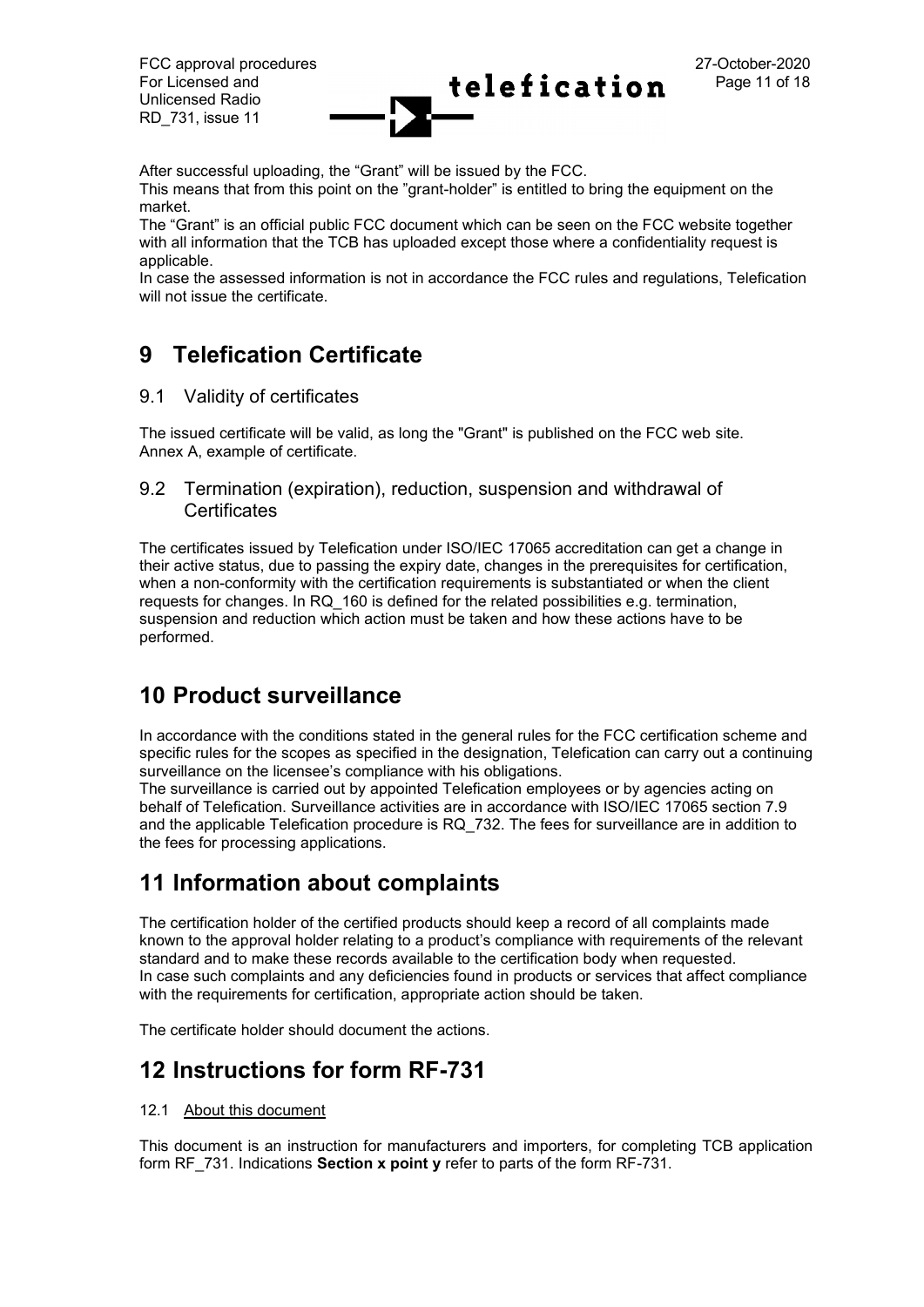After successful uploading, the “Grant” will be issued by the FCC.
This means that from this point on the ”grant-holder” is entitled to bring the equipment on the market.
The “Grant” is an official public FCC document which can be seen on the FCC website together with all information that the TCB has uploaded except those where a confidentiality request is applicable.
In case the assessed information is not in accordance the FCC rules and regulations, Telefication will not issue the certificate.

# 9 Telefication Certificate

## 9.1 Validity of certificates

The issued certificate will be valid, as long the "Grant" is published on the FCC web site.
Annex A, example of certificate.

## 9.2 Termination (expiration), reduction, suspension and withdrawal of Certificates

The certificates issued by Telefication under ISO/IEC 17065 accreditation can get a change in their active status, due to passing the expiry date, changes in the prerequisites for certification, when a non-conformity with the certification requirements is substantiated or when the client requests for changes. In RQ_160 is defined for the related possibilities e.g. termination, suspension and reduction which action must be taken and how these actions have to be performed.

# 10 Product surveillance

In accordance with the conditions stated in the general rules for the FCC certification scheme and specific rules for the scopes as specified in the designation, Telefication can carry out a continuing surveillance on the licensee’s compliance with his obligations.
The surveillance is carried out by appointed Telefication employees or by agencies acting on behalf of Telefication. Surveillance activities are in accordance with ISO/IEC 17065 section 7.9 and the applicable Telefication procedure is RQ_732. The fees for surveillance are in addition to the fees for processing applications.

# 11 Information about complaints

The certification holder of the certified products should keep a record of all complaints made known to the approval holder relating to a product’s compliance with requirements of the relevant standard and to make these records available to the certification body when requested.
In case such complaints and any deficiencies found in products or services that affect compliance with the requirements for certification, appropriate action should be taken.

The certificate holder should document the actions.

# 12 Instructions for form RF-731

## 12.1 About this document

This document is an instruction for manufacturers and importers, for completing TCB application form RF_731. Indications **Section x point y** refer to parts of the form RF-731.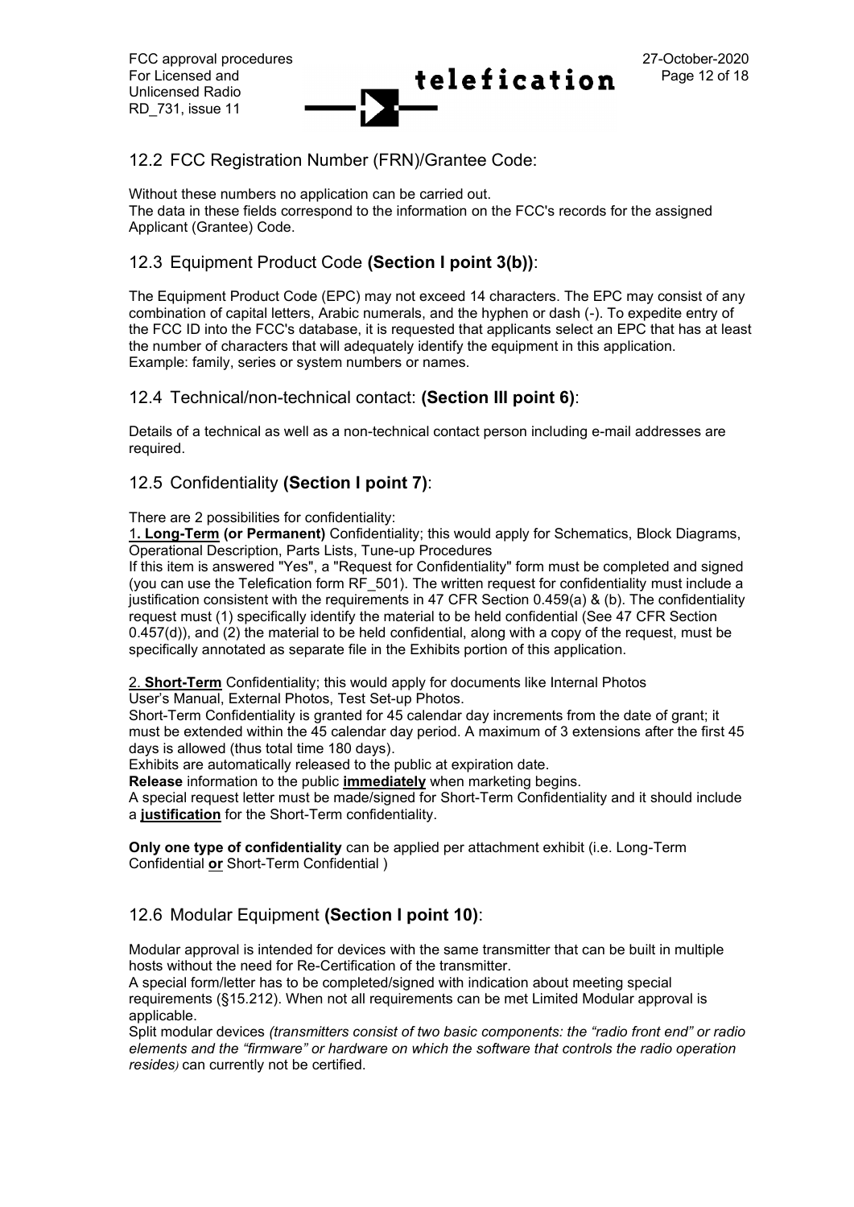## 12.2 FCC Registration Number (FRN)/Grantee Code:

Without these numbers no application can be carried out.
The data in these fields correspond to the information on the FCC's records for the assigned Applicant (Grantee) Code.

## 12.3 Equipment Product Code **(Section I point 3(b))**:

The Equipment Product Code (EPC) may not exceed 14 characters. The EPC may consist of any combination of capital letters, Arabic numerals, and the hyphen or dash (-). To expedite entry of the FCC ID into the FCC's database, it is requested that applicants select an EPC that has at least the number of characters that will adequately identify the equipment in this application.
Example: family, series or system numbers or names.

## 12.4 Technical/non-technical contact: **(Section III point 6)**:

Details of a technical as well as a non-technical contact person including e-mail addresses are required.

## 12.5 Confidentiality **(Section I point 7)**:

There are 2 possibilities for confidentiality:

1**. <u>Long-Term</u> (or Permanent)** Confidentiality; this would apply for Schematics, Block Diagrams, Operational Description, Parts Lists, Tune-up Procedures
If this item is answered "Yes", a "Request for Confidentiality" form must be completed and signed (you can use the Telefication form RF_501). The written request for confidentiality must include a justification consistent with the requirements in 47 CFR Section 0.459(a) & (b). The confidentiality request must (1) specifically identify the material to be held confidential (See 47 CFR Section 0.457(d)), and (2) the material to be held confidential, along with a copy of the request, must be specifically annotated as separate file in the Exhibits portion of this application.

2. **<u>Short-Term</u>** Confidentiality; this would apply for documents like Internal Photos
User's Manual, External Photos, Test Set-up Photos.
Short-Term Confidentiality is granted for 45 calendar day increments from the date of grant; it must be extended within the 45 calendar day period. A maximum of 3 extensions after the first 45 days is allowed (thus total time 180 days).
Exhibits are automatically released to the public at expiration date.
**Release** information to the public **<u>immediately</u>** when marketing begins.
A special request letter must be made/signed for Short-Term Confidentiality and it should include a **<u>justification</u>** for the Short-Term confidentiality.

**Only one type of confidentiality** can be applied per attachment exhibit (i.e. Long-Term Confidential **<u>or</u>** Short-Term Confidential )

## 12.6 Modular Equipment **(Section I point 10)**:

Modular approval is intended for devices with the same transmitter that can be built in multiple hosts without the need for Re-Certification of the transmitter.
A special form/letter has to be completed/signed with indication about meeting special requirements (§15.212). When not all requirements can be met Limited Modular approval is applicable.
Split modular devices *(transmitters consist of two basic components: the "radio front end" or radio elements and the "firmware" or hardware on which the software that controls the radio operation resides)* can currently not be certified.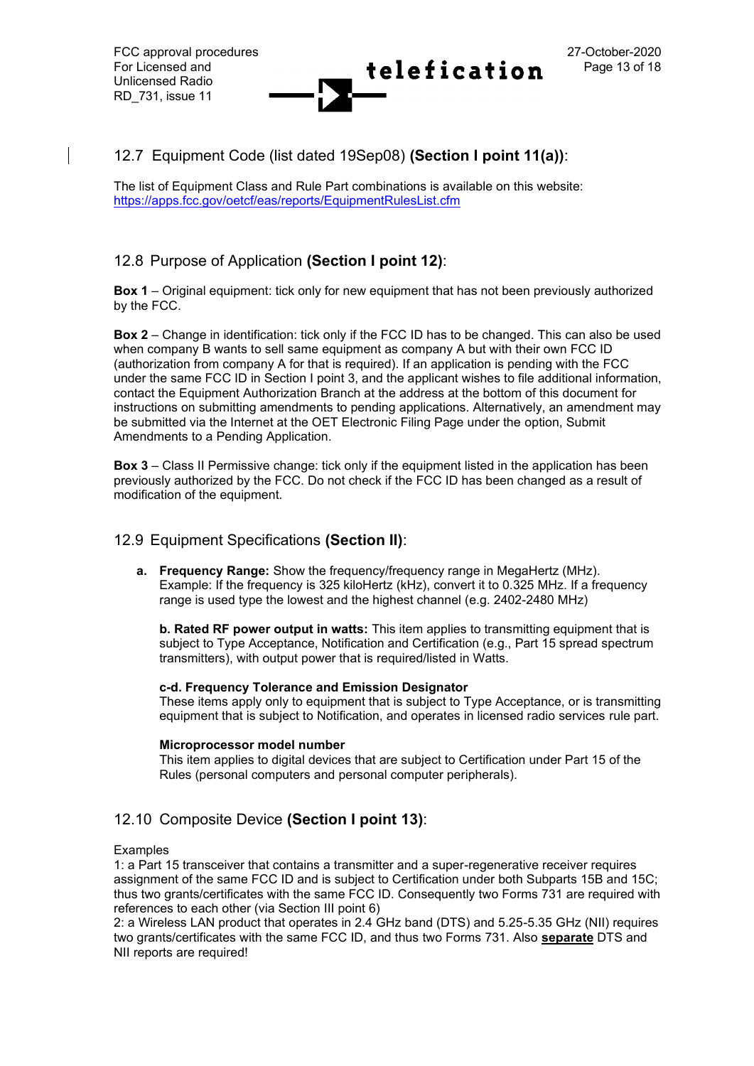## 12.7 Equipment Code (list dated 19Sep08) **(Section I point 11(a))**:

The list of Equipment Class and Rule Part combinations is available on this website:
https://apps.fcc.gov/oetcf/eas/reports/EquipmentRulesList.cfm

## 12.8 Purpose of Application **(Section I point 12)**:

**Box 1** – Original equipment: tick only for new equipment that has not been previously authorized by the FCC.

**Box 2** – Change in identification: tick only if the FCC ID has to be changed. This can also be used when company B wants to sell same equipment as company A but with their own FCC ID (authorization from company A for that is required). If an application is pending with the FCC under the same FCC ID in Section I point 3, and the applicant wishes to file additional information, contact the Equipment Authorization Branch at the address at the bottom of this document for instructions on submitting amendments to pending applications. Alternatively, an amendment may be submitted via the Internet at the OET Electronic Filing Page under the option, Submit Amendments to a Pending Application.

**Box 3** – Class II Permissive change: tick only if the equipment listed in the application has been previously authorized by the FCC. Do not check if the FCC ID has been changed as a result of modification of the equipment.

## 12.9 Equipment Specifications **(Section II)**:

**a. Frequency Range:** Show the frequency/frequency range in MegaHertz (MHz). Example: If the frequency is 325 kiloHertz (kHz), convert it to 0.325 MHz. If a frequency range is used type the lowest and the highest channel (e.g. 2402-2480 MHz)

**b. Rated RF power output in watts:** This item applies to transmitting equipment that is subject to Type Acceptance, Notification and Certification (e.g., Part 15 spread spectrum transmitters), with output power that is required/listed in Watts.

**c-d. Frequency Tolerance and Emission Designator**
These items apply only to equipment that is subject to Type Acceptance, or is transmitting equipment that is subject to Notification, and operates in licensed radio services rule part.

**Microprocessor model number**
This item applies to digital devices that are subject to Certification under Part 15 of the Rules (personal computers and personal computer peripherals).

## 12.10 Composite Device **(Section I point 13)**:

Examples
1: a Part 15 transceiver that contains a transmitter and a super-regenerative receiver requires assignment of the same FCC ID and is subject to Certification under both Subparts 15B and 15C; thus two grants/certificates with the same FCC ID. Consequently two Forms 731 are required with references to each other (via Section III point 6)
2: a Wireless LAN product that operates in 2.4 GHz band (DTS) and 5.25-5.35 GHz (NII) requires two grants/certificates with the same FCC ID, and thus two Forms 731. Also **separate** DTS and NII reports are required!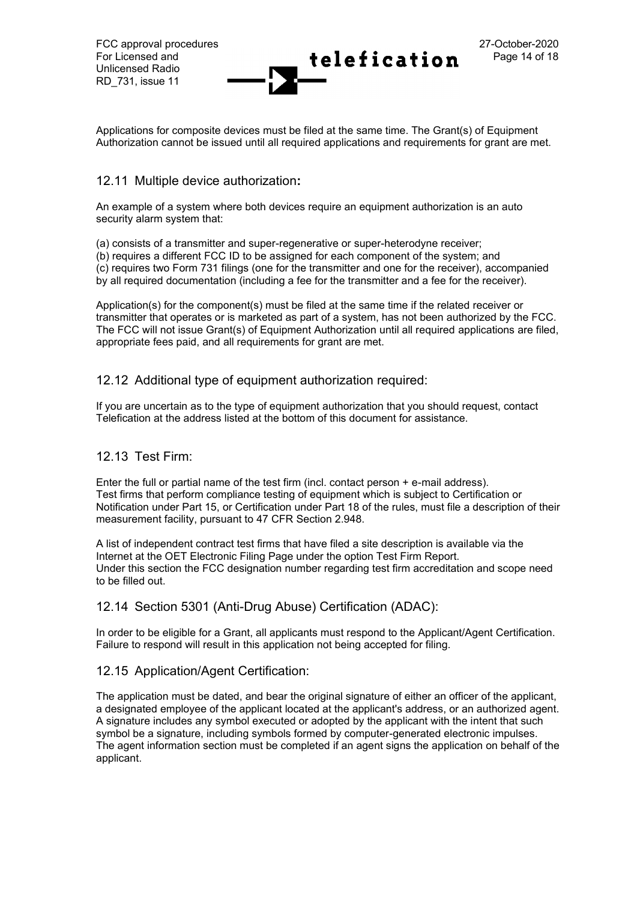Applications for composite devices must be filed at the same time. The Grant(s) of Equipment Authorization cannot be issued until all required applications and requirements for grant are met.

## 12.11 Multiple device authorization:

An example of a system where both devices require an equipment authorization is an auto security alarm system that:

(a) consists of a transmitter and super-regenerative or super-heterodyne receiver;
(b) requires a different FCC ID to be assigned for each component of the system; and
(c) requires two Form 731 filings (one for the transmitter and one for the receiver), accompanied by all required documentation (including a fee for the transmitter and a fee for the receiver).

Application(s) for the component(s) must be filed at the same time if the related receiver or transmitter that operates or is marketed as part of a system, has not been authorized by the FCC. The FCC will not issue Grant(s) of Equipment Authorization until all required applications are filed, appropriate fees paid, and all requirements for grant are met.

## 12.12 Additional type of equipment authorization required:

If you are uncertain as to the type of equipment authorization that you should request, contact Telefication at the address listed at the bottom of this document for assistance.

## 12.13 Test Firm:

Enter the full or partial name of the test firm (incl. contact person + e-mail address).
Test firms that perform compliance testing of equipment which is subject to Certification or Notification under Part 15, or Certification under Part 18 of the rules, must file a description of their measurement facility, pursuant to 47 CFR Section 2.948.

A list of independent contract test firms that have filed a site description is available via the Internet at the OET Electronic Filing Page under the option Test Firm Report.
Under this section the FCC designation number regarding test firm accreditation and scope need to be filled out.

## 12.14 Section 5301 (Anti-Drug Abuse) Certification (ADAC):

In order to be eligible for a Grant, all applicants must respond to the Applicant/Agent Certification. Failure to respond will result in this application not being accepted for filing.

## 12.15 Application/Agent Certification:

The application must be dated, and bear the original signature of either an officer of the applicant, a designated employee of the applicant located at the applicant's address, or an authorized agent. A signature includes any symbol executed or adopted by the applicant with the intent that such symbol be a signature, including symbols formed by computer-generated electronic impulses. The agent information section must be completed if an agent signs the application on behalf of the applicant.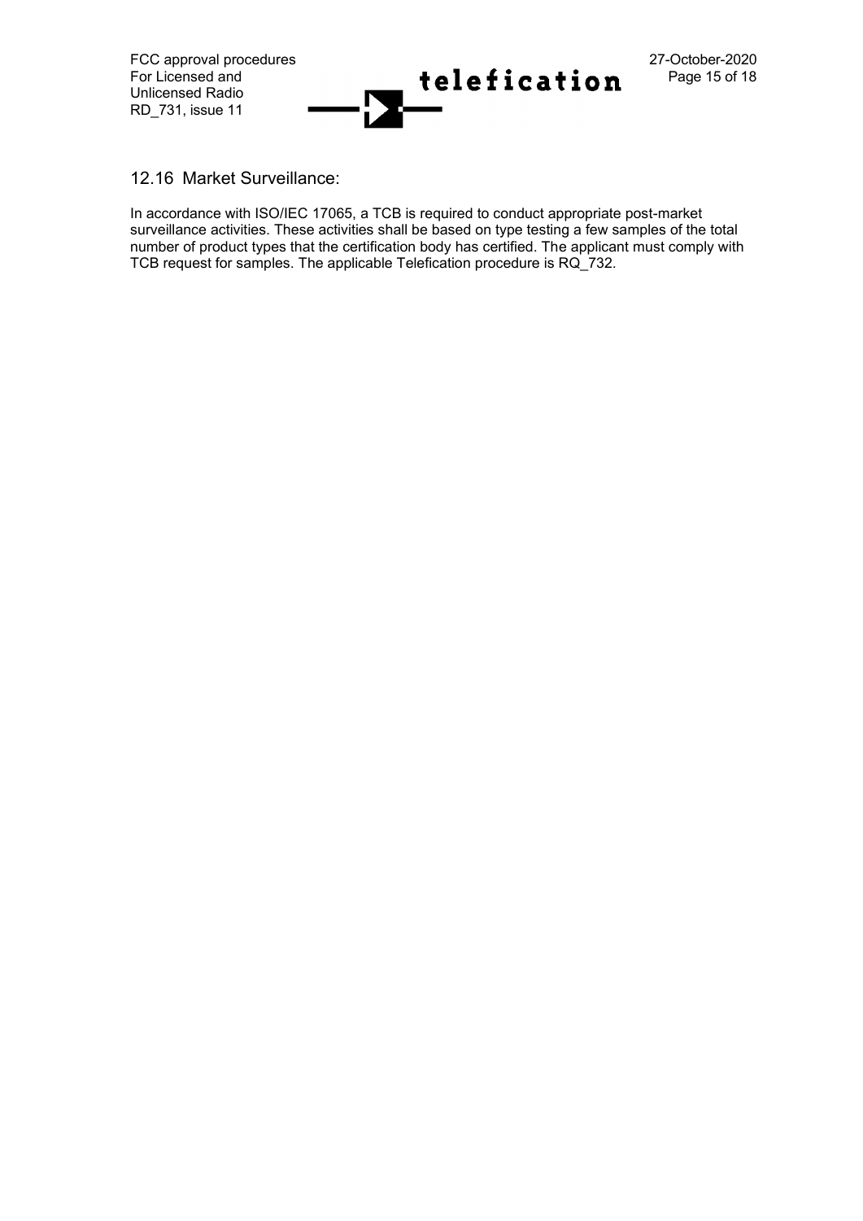## 12.16 Market Surveillance:

In accordance with ISO/IEC 17065, a TCB is required to conduct appropriate post-market surveillance activities. These activities shall be based on type testing a few samples of the total number of product types that the certification body has certified. The applicant must comply with TCB request for samples. The applicable Telefication procedure is RQ_732.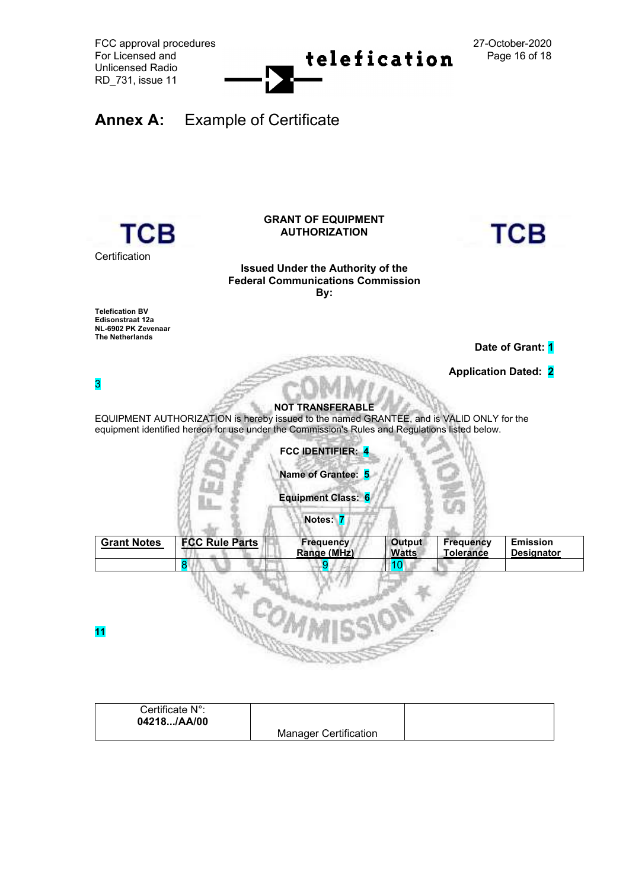## Annex A: Example of Certificate

TCB

Certification

**GRANT OF EQUIPMENT AUTHORIZATION**

TCB

**Issued Under the Authority of the Federal Communications Commission By:**

**Telefication BV**
**Edisonstraat 12a**
**NL-6902 PK Zevenaar**
**The Netherlands**

**Date of Grant: 1**

**Application Dated: 2**

3

**NOT TRANSFERABLE**

EQUIPMENT AUTHORIZATION is hereby issued to the named GRANTEE, and is VALID ONLY for the equipment identified hereon for use under the Commission's Rules and Regulations listed below.

**FCC IDENTIFIER: 4**

**Name of Grantee: 5**

**Equipment Class: 6**

**Notes: 7**

| Grant Notes | FCC Rule Parts | Frequency Range (MHz) | Output Watts | Frequency Tolerance | Emission Designator |
|---|---|---|---|---|---|
| | 8 | 9 | 10 | | |

**11**

| Certificate N°: **04218.../AA/00** | Manager Certification | |
|---|---|---|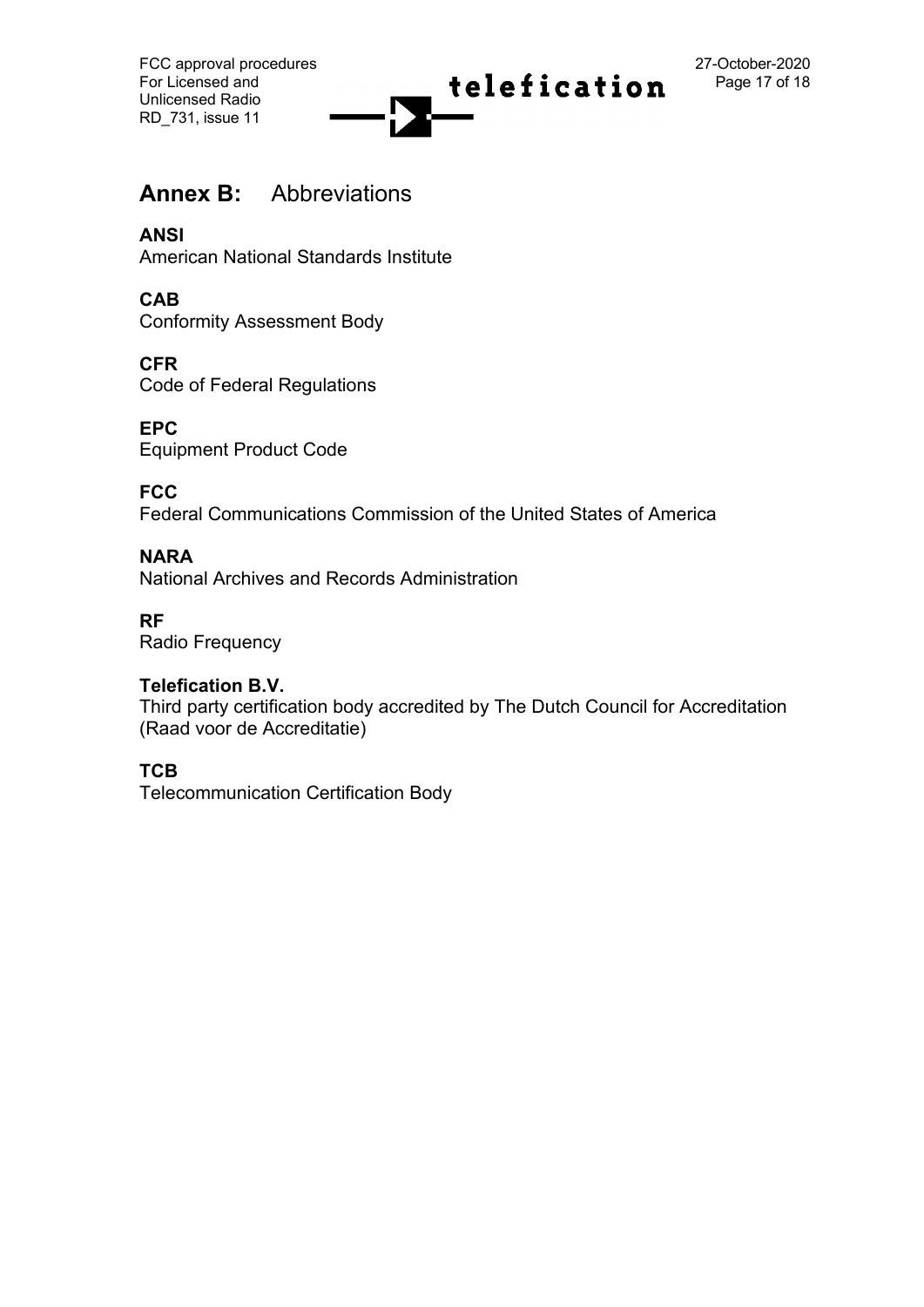# Annex B: Abbreviations

**ANSI**
American National Standards Institute

**CAB**
Conformity Assessment Body

**CFR**
Code of Federal Regulations

**EPC**
Equipment Product Code

**FCC**
Federal Communications Commission of the United States of America

**NARA**
National Archives and Records Administration

**RF**
Radio Frequency

**Telefication B.V.**
Third party certification body accredited by The Dutch Council for Accreditation (Raad voor de Accreditatie)

**TCB**
Telecommunication Certification Body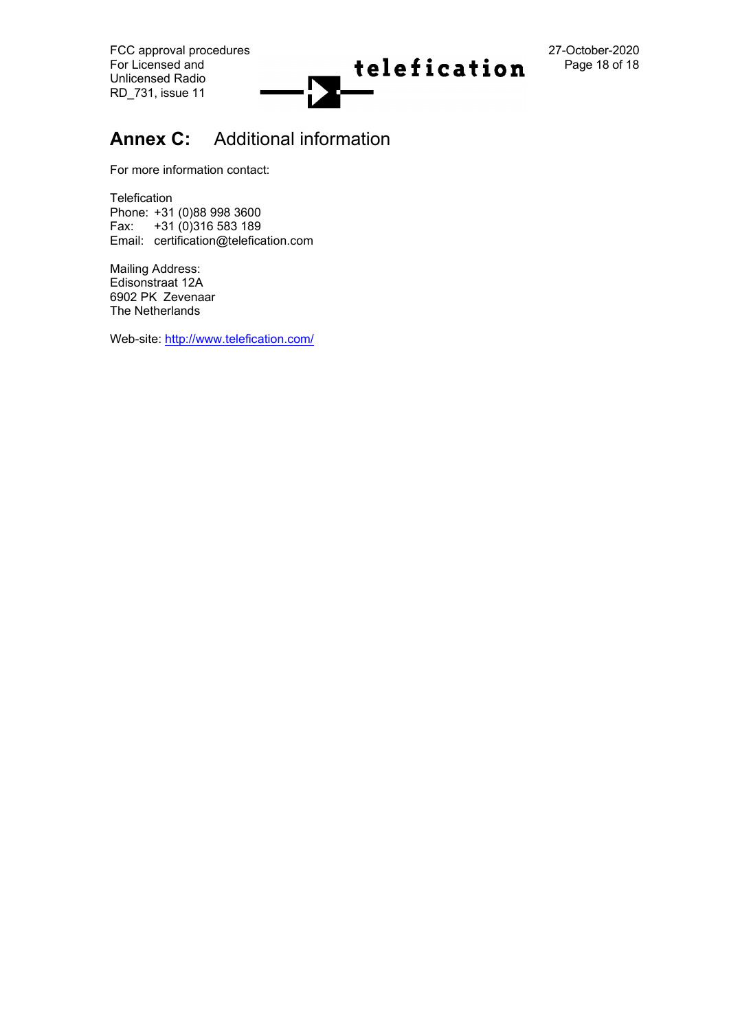# **Annex C:** Additional information

For more information contact:

Telefication
Phone: +31 (0)88 998 3600
Fax: +31 (0)316 583 189
Email: certification@telefication.com

Mailing Address:
Edisonstraat 12A
6902 PK Zevenaar
The Netherlands

Web-site: http://www.telefication.com/